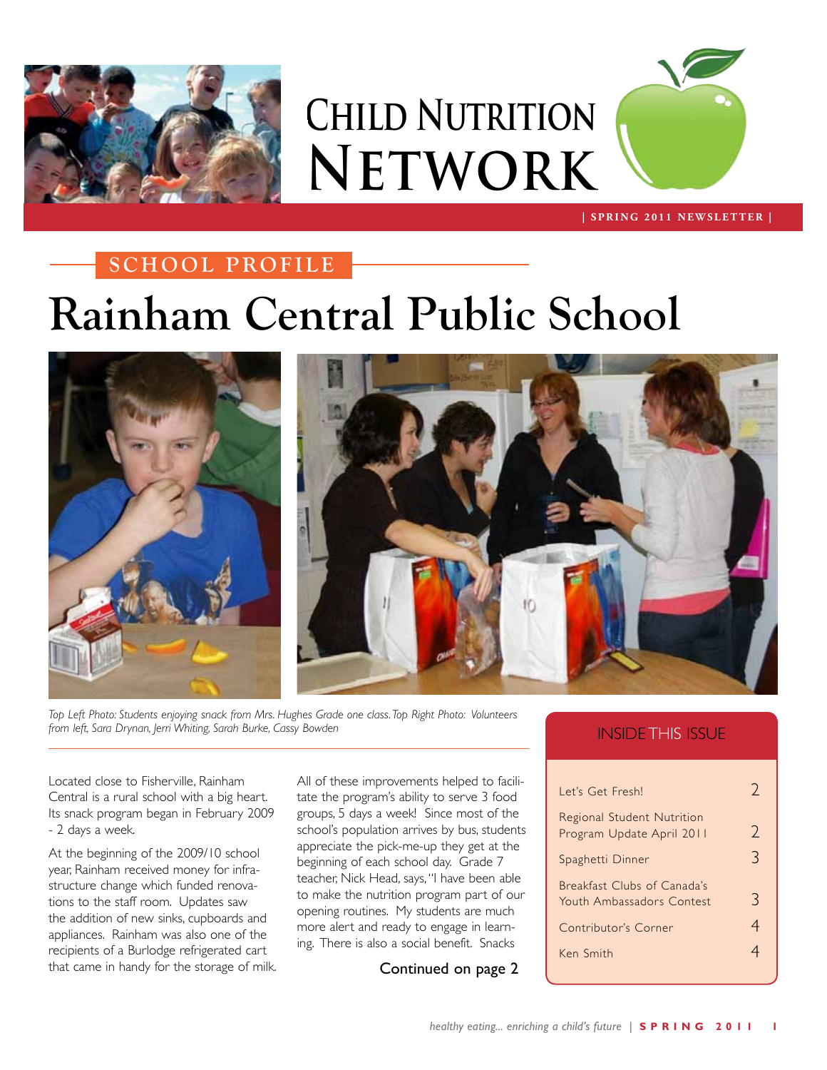# Child Nutrition Network

| SPRING 2011 NEWSLETTER |

## SCHOOL PROFILE

# Rainham Central Public School

*Top Left Photo: Students enjoying snack from Mrs. Hughes Grade one class. Top Right Photo: Volunteers from left, Sara Drynan, Jerri Whiting, Sarah Burke, Cassy Bowden*

Located close to Fisherville, Rainham Central is a rural school with a big heart. Its snack program began in February 2009 - 2 days a week.

At the beginning of the 2009/10 school year, Rainham received money for infrastructure change which funded renovations to the staff room. Updates saw the addition of new sinks, cupboards and appliances. Rainham was also one of the recipients of a Burlodge refrigerated cart that came in handy for the storage of milk.

All of these improvements helped to facilitate the program's ability to serve 3 food groups, 5 days a week! Since most of the school's population arrives by bus, students appreciate the pick-me-up they get at the beginning of each school day. Grade 7 teacher, Nick Head, says, "I have been able to make the nutrition program part of our opening routines. My students are much more alert and ready to engage in learning. There is also a social benefit. Snacks

Continued on page 2

## INSIDE THIS ISSUE

| | |
|---|---|
| Let's Get Fresh! | 2 |
| Regional Student Nutrition Program Update April 2011 | 2 |
| Spaghetti Dinner | 3 |
| Breakfast Clubs of Canada's Youth Ambassadors Contest | 3 |
| Contributor's Corner | 4 |
| Ken Smith | 4 |

*healthy eating... enriching a child's future*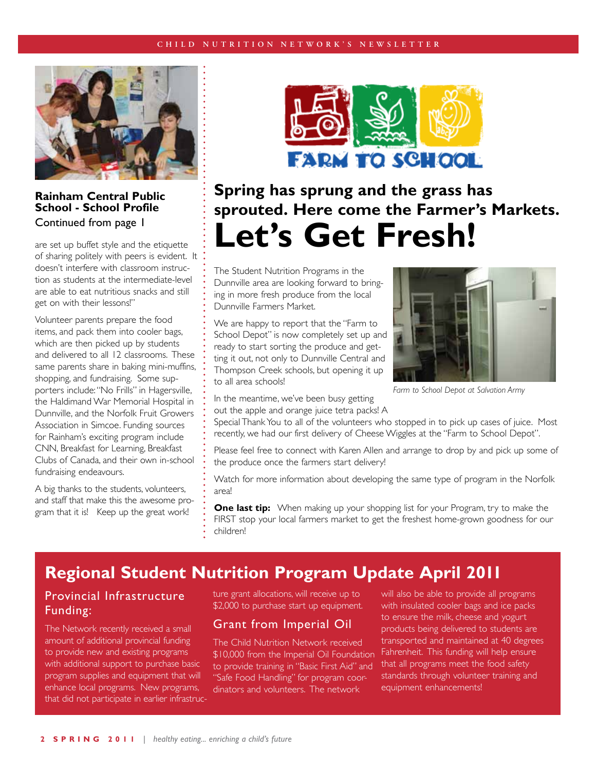## Rainham Central Public School - School Profile

Continued from page 1

are set up buffet style and the etiquette of sharing politely with peers is evident. It doesn't interfere with classroom instruction as students at the intermediate-level are able to eat nutritious snacks and still get on with their lessons!"

Volunteer parents prepare the food items, and pack them into cooler bags, which are then picked up by students and delivered to all 12 classrooms. These same parents share in baking mini-muffins, shopping, and fundraising. Some supporters include: "No Frills" in Hagersville, the Haldimand War Memorial Hospital in Dunnville, and the Norfolk Fruit Growers Association in Simcoe. Funding sources for Rainham's exciting program include CNN, Breakfast for Learning, Breakfast Clubs of Canada, and their own in-school fundraising endeavours.

A big thanks to the students, volunteers, and staff that make this the awesome program that it is! Keep up the great work!

## Spring has sprung and the grass has sprouted. Here come the Farmer's Markets.

# Let's Get Fresh!

The Student Nutrition Programs in the Dunnville area are looking forward to bringing in more fresh produce from the local Dunnville Farmers Market.

We are happy to report that the "Farm to School Depot" is now completely set up and ready to start sorting the produce and getting it out, not only to Dunnville Central and Thompson Creek schools, but opening it up to all area schools!

*Farm to School Depot at Salvation Army*

In the meantime, we've been busy getting out the apple and orange juice tetra packs! A Special Thank You to all of the volunteers who stopped in to pick up cases of juice. Most recently, we had our first delivery of Cheese Wiggles at the "Farm to School Depot".

Please feel free to connect with Karen Allen and arrange to drop by and pick up some of the produce once the farmers start delivery!

Watch for more information about developing the same type of program in the Norfolk area!

**One last tip:** When making up your shopping list for your Program, try to make the FIRST stop your local farmers market to get the freshest home-grown goodness for our children!

## Regional Student Nutrition Program Update April 2011

### Provincial Infrastructure Funding:

The Network recently received a small amount of additional provincial funding to provide new and existing programs with additional support to purchase basic program supplies and equipment that will enhance local programs. New programs, that did not participate in earlier infrastructure grant allocations, will receive up to $2,000 to purchase start up equipment.

### Grant from Imperial Oil

The Child Nutrition Network received $10,000 from the Imperial Oil Foundation to provide training in "Basic First Aid" and "Safe Food Handling" for program coordinators and volunteers. The network will also be able to provide all programs with insulated cooler bags and ice packs to ensure the milk, cheese and yogurt products being delivered to students are transported and maintained at 40 degrees Fahrenheit. This funding will help ensure that all programs meet the food safety standards through volunteer training and equipment enhancements!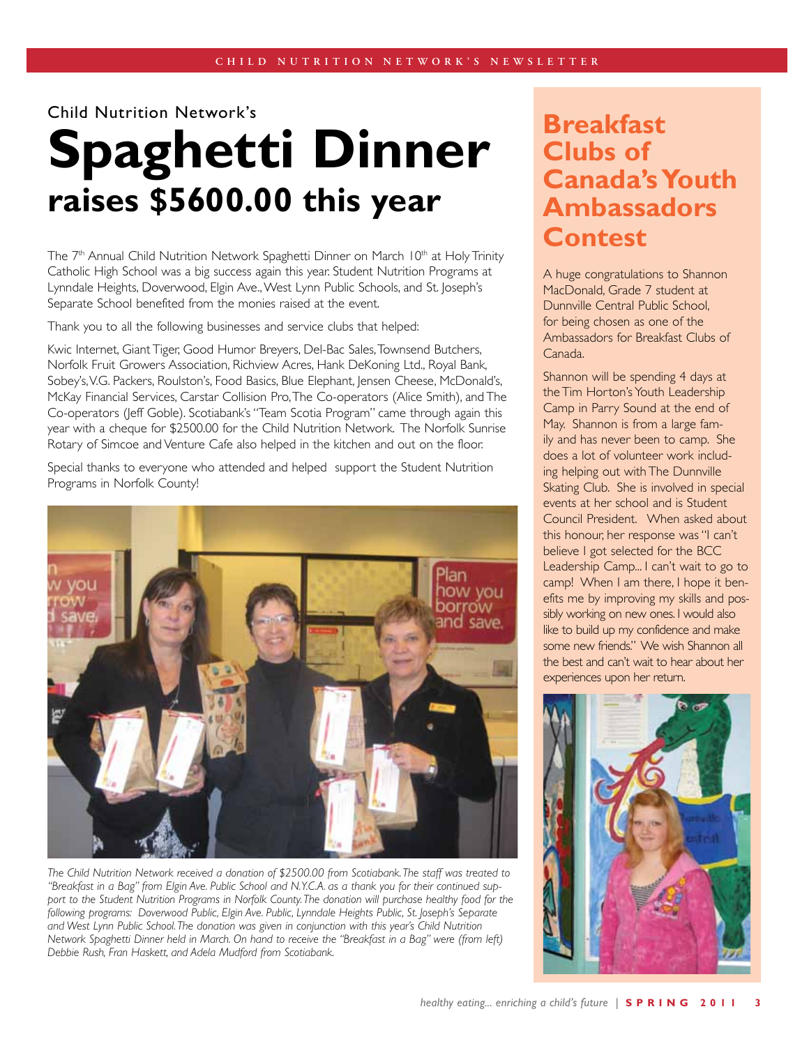Child Nutrition Network's

# Spaghetti Dinner

## raises $5600.00 this year

The 7th Annual Child Nutrition Network Spaghetti Dinner on March 10th at Holy Trinity Catholic High School was a big success again this year. Student Nutrition Programs at Lynndale Heights, Doverwood, Elgin Ave., West Lynn Public Schools, and St. Joseph's Separate School benefited from the monies raised at the event.

Thank you to all the following businesses and service clubs that helped:

Kwic Internet, Giant Tiger, Good Humor Breyers, Del-Bac Sales, Townsend Butchers, Norfolk Fruit Growers Association, Richview Acres, Hank DeKoning Ltd., Royal Bank, Sobey's, V.G. Packers, Roulston's, Food Basics, Blue Elephant, Jensen Cheese, McDonald's, McKay Financial Services, Carstar Collision Pro, The Co-operators (Alice Smith), and The Co-operators (Jeff Goble). Scotiabank's "Team Scotia Program" came through again this year with a cheque for $2500.00 for the Child Nutrition Network. The Norfolk Sunrise Rotary of Simcoe and Venture Cafe also helped in the kitchen and out on the floor.

Special thanks to everyone who attended and helped support the Student Nutrition Programs in Norfolk County!

*The Child Nutrition Network received a donation of $2500.00 from Scotiabank. The staff was treated to "Breakfast in a Bag" from Elgin Ave. Public School and N.Y.C.A. as a thank you for their continued support to the Student Nutrition Programs in Norfolk County. The donation will purchase healthy food for the following programs: Doverwood Public, Elgin Ave. Public, Lynndale Heights Public, St. Joseph's Separate and West Lynn Public School. The donation was given in conjunction with this year's Child Nutrition Network Spaghetti Dinner held in March. On hand to receive the "Breakfast in a Bag" were (from left) Debbie Rush, Fran Haskett, and Adela Mudford from Scotiabank.*

## Breakfast Clubs of Canada's Youth Ambassadors Contest

A huge congratulations to Shannon MacDonald, Grade 7 student at Dunnville Central Public School, for being chosen as one of the Ambassadors for Breakfast Clubs of Canada.

Shannon will be spending 4 days at the Tim Horton's Youth Leadership Camp in Parry Sound at the end of May. Shannon is from a large family and has never been to camp. She does a lot of volunteer work including helping out with The Dunnville Skating Club. She is involved in special events at her school and is Student Council President. When asked about this honour, her response was "I can't believe I got selected for the BCC Leadership Camp... I can't wait to go to camp! When I am there, I hope it benefits me by improving my skills and possibly working on new ones. I would also like to build up my confidence and make some new friends." We wish Shannon all the best and can't wait to hear about her experiences upon her return.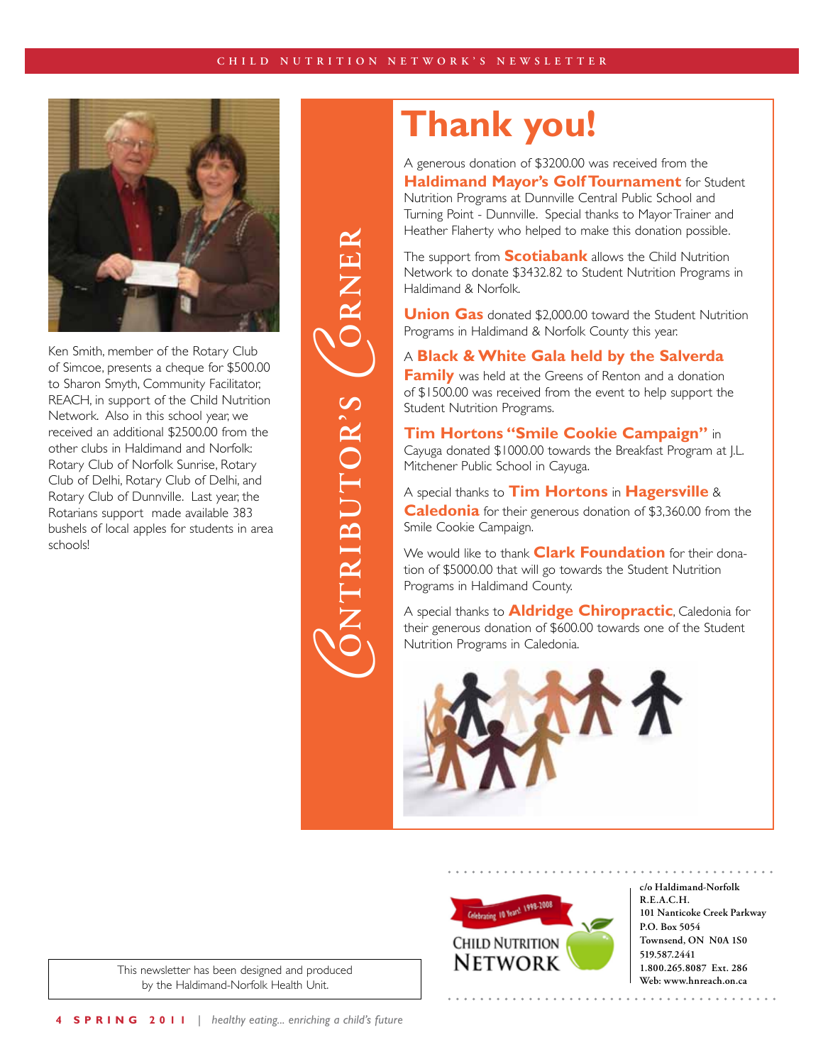Ken Smith, member of the Rotary Club of Simcoe, presents a cheque for $500.00 to Sharon Smyth, Community Facilitator, REACH, in support of the Child Nutrition Network. Also in this school year, we received an additional $2500.00 from the other clubs in Haldimand and Norfolk: Rotary Club of Norfolk Sunrise, Rotary Club of Delhi, Rotary Club of Delhi, and Rotary Club of Dunnville. Last year, the Rotarians support made available 383 bushels of local apples for students in area schools!

## Contributor's Corner

# Thank you!

A generous donation of $3200.00 was received from the **Haldimand Mayor's Golf Tournament** for Student Nutrition Programs at Dunnville Central Public School and Turning Point - Dunnville. Special thanks to Mayor Trainer and Heather Flaherty who helped to make this donation possible.

The support from **Scotiabank** allows the Child Nutrition Network to donate $3432.82 to Student Nutrition Programs in Haldimand & Norfolk.

**Union Gas** donated $2,000.00 toward the Student Nutrition Programs in Haldimand & Norfolk County this year.

A **Black & White Gala held by the Salverda Family** was held at the Greens of Renton and a donation of $1500.00 was received from the event to help support the Student Nutrition Programs.

**Tim Hortons "Smile Cookie Campaign"** in Cayuga donated $1000.00 towards the Breakfast Program at J.L. Mitchener Public School in Cayuga.

A special thanks to **Tim Hortons** in **Hagersville** & **Caledonia** for their generous donation of $3,360.00 from the Smile Cookie Campaign.

We would like to thank **Clark Foundation** for their donation of $5000.00 that will go towards the Student Nutrition Programs in Haldimand County.

A special thanks to **Aldridge Chiropractic**, Caledonia for their generous donation of $600.00 towards one of the Student Nutrition Programs in Caledonia.

Celebrating 10 Years! 1998-2008

CHILD NUTRITION NETWORK

**c/o Haldimand-Norfolk R.E.A.C.H.**
**101 Nanticoke Creek Parkway**
**P.O. Box 5054**
**Townsend, ON N0A 1S0**
**519.587.2441**
**1.800.265.8087 Ext. 286**
**Web: www.hnreach.on.ca**

This newsletter has been designed and produced by the Haldimand-Norfolk Health Unit.